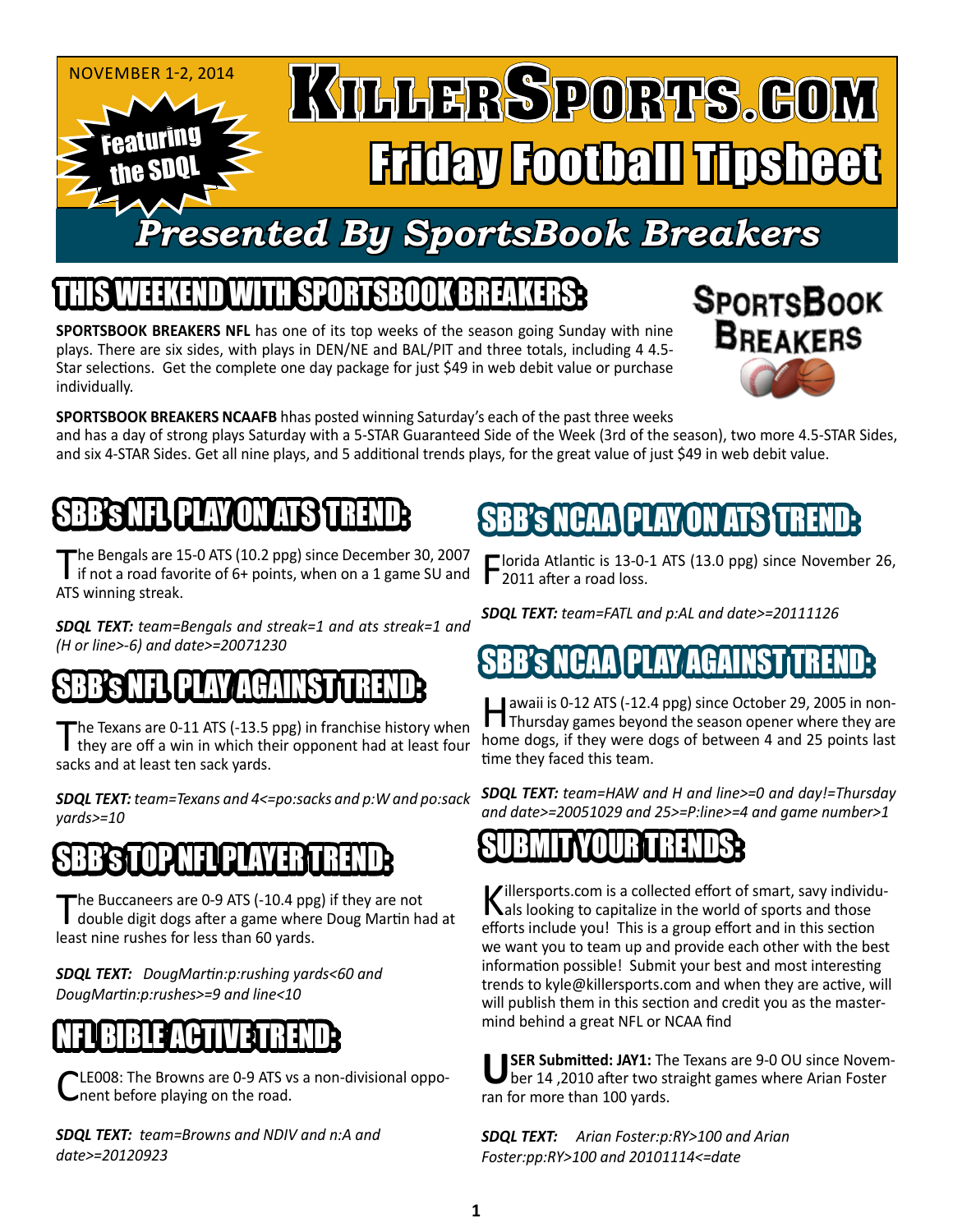NOVEMBER 1-2, 2014

Featuring the SDQL

# KillerSports.com Friday Football Tipsheet

## Presented By SportsBook Breakers

## THIS WEEKEND WITH SPORTSBOOK BREAKERS:

SportsBook Breakers

**SPORTSBOOK BREAKERS NFL** has one of its top weeks of the season going Sunday with nine plays. There are six sides, with plays in DEN/NE and BAL/PIT and three totals, including 4 4.5-Star selections. Get the complete one day package for just $49 in web debit value or purchase individually.

**SPORTSBOOK BREAKERS NCAAFB** hhas posted winning Saturday's each of the past three weeks and has a day of strong plays Saturday with a 5-STAR Guaranteed Side of the Week (3rd of the season), two more 4.5-STAR Sides, and six 4-STAR Sides. Get all nine plays, and 5 additional trends plays, for the great value of just $49 in web debit value.

## SBB's NFL PLAY ON ATS TREND:

The Bengals are 15-0 ATS (10.2 ppg) since December 30, 2007 if not a road favorite of 6+ points, when on a 1 game SU and ATS winning streak.

***SDQL TEXT:** team=Bengals and streak=1 and ats streak=1 and (H or line>-6) and date>=20071230*

## SBB's NFL PLAY AGAINST TREND:

The Texans are 0-11 ATS (-13.5 ppg) in franchise history when they are off a win in which their opponent had at least four sacks and at least ten sack yards.

***SDQL TEXT:** team=Texans and 4<=po:sacks and p:W and po:sack yards>=10*

## SBB's TOP NFL PLAYER TREND:

The Buccaneers are 0-9 ATS (-10.4 ppg) if they are not double digit dogs after a game where Doug Martin had at least nine rushes for less than 60 yards.

***SDQL TEXT:** DougMartin:p:rushing yards<60 and DougMartin:p:rushes>=9 and line<10*

## NFL BIBLE ACTIVE TREND:

CLE008: The Browns are 0-9 ATS vs a non-divisional opponent before playing on the road.

***SDQL TEXT:** team=Browns and NDIV and n:A and date>=20120923*

## SBB's NCAA PLAY ON ATS TREND:

Florida Atlantic is 13-0-1 ATS (13.0 ppg) since November 26, 2011 after a road loss.

***SDQL TEXT:** team=FATL and p:AL and date>=20111126*

## SBB's NCAA PLAY AGAINST TREND:

Hawaii is 0-12 ATS (-12.4 ppg) since October 29, 2005 in non-Thursday games beyond the season opener where they are home dogs, if they were dogs of between 4 and 25 points last time they faced this team.

***SDQL TEXT:** team=HAW and H and line>=0 and day!=Thursday and date>=20051029 and 25>=P:line>=4 and game number>1*

## SUBMIT YOUR TRENDS:

Killersports.com is a collected effort of smart, savy individuals looking to capitalize in the world of sports and those efforts include you! This is a group effort and in this section we want you to team up and provide each other with the best information possible! Submit your best and most interesting trends to kyle@killersports.com and when they are active, will will publish them in this section and credit you as the mastermind behind a great NFL or NCAA find

**USER Submitted: JAY1:** The Texans are 9-0 OU since November 14 ,2010 after two straight games where Arian Foster ran for more than 100 yards.

***SDQL TEXT:** Arian Foster:p:RY>100 and Arian Foster:pp:RY>100 and 20101114<=date*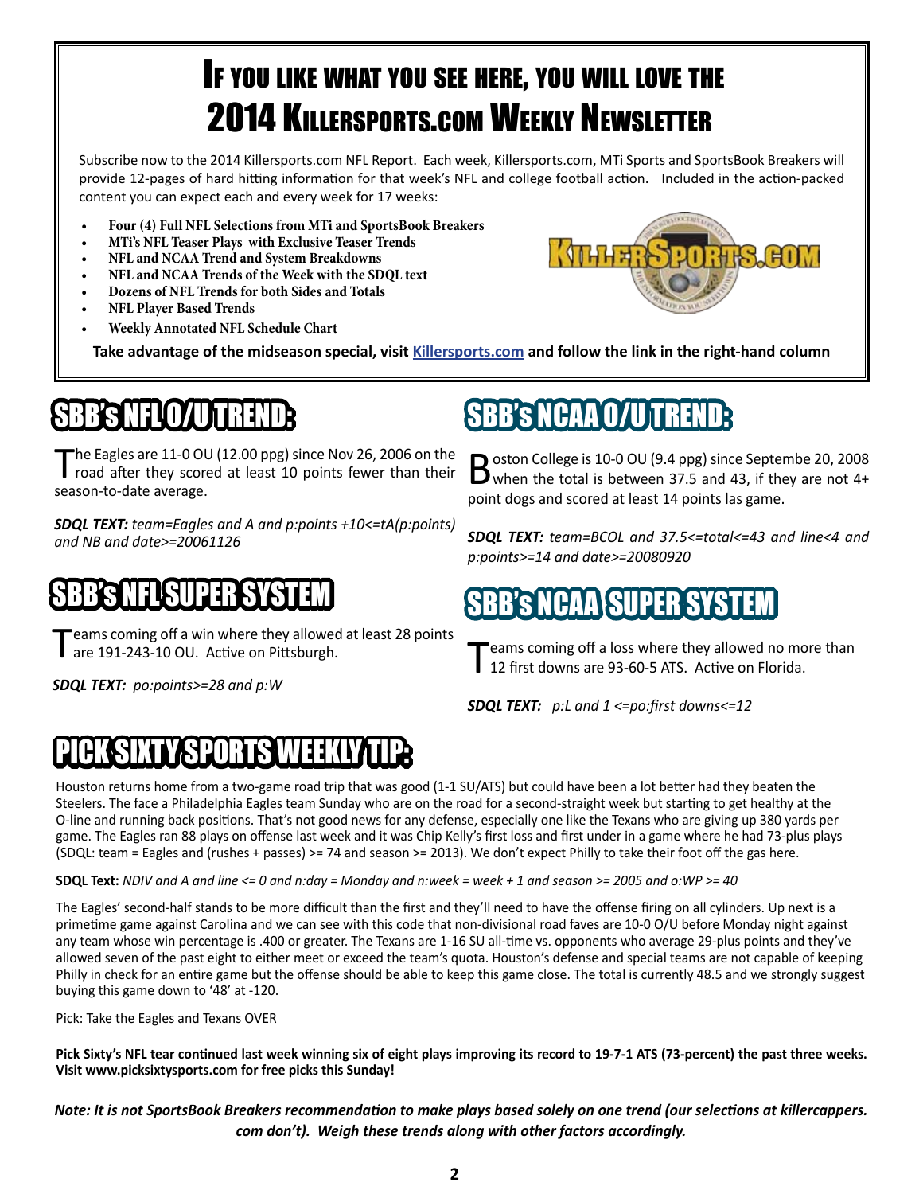# If you like what you see here, you will love the 2014 Killersports.com Weekly Newsletter

Subscribe now to the 2014 Killersports.com NFL Report. Each week, Killersports.com, MTi Sports and SportsBook Breakers will provide 12-pages of hard hitting information for that week's NFL and college football action. Included in the action-packed content you can expect each and every week for 17 weeks:

- **Four (4) Full NFL Selections from MTi and SportsBook Breakers**
- **MTi's NFL Teaser Plays with Exclusive Teaser Trends**
- **NFL and NCAA Trend and System Breakdowns**
- **NFL and NCAA Trends of the Week with the SDQL text**
- **Dozens of NFL Trends for both Sides and Totals**
- **NFL Player Based Trends**
- **Weekly Annotated NFL Schedule Chart**

**Take advantage of the midseason special, visit Killersports.com and follow the link in the right-hand column**

## SBB's NFL O/U TREND:

The Eagles are 11-0 OU (12.00 ppg) since Nov 26, 2006 on the road after they scored at least 10 points fewer than their season-to-date average.

***SDQL TEXT:*** *team=Eagles and A and p:points +10<=tA(p:points) and NB and date>=20061126*

## SBB's NFL SUPER SYSTEM

Teams coming off a win where they allowed at least 28 points are 191-243-10 OU. Active on Pittsburgh.

***SDQL TEXT:*** *po:points>=28 and p:W*

## SBB's NCAA O/U TREND:

Boston College is 10-0 OU (9.4 ppg) since Septembe 20, 2008 when the total is between 37.5 and 43, if they are not 4+ point dogs and scored at least 14 points las game.

***SDQL TEXT:*** *team=BCOL and 37.5<=total<=43 and line<4 and p:points>=14 and date>=20080920*

## SBB's NCAA SUPER SYSTEM

Teams coming off a loss where they allowed no more than 12 first downs are 93-60-5 ATS. Active on Florida.

***SDQL TEXT:*** *p:L and 1 <=po:first downs<=12*

## PICK SIXTY SPORTS WEEKLY TIP:

Houston returns home from a two-game road trip that was good (1-1 SU/ATS) but could have been a lot better had they beaten the Steelers. The face a Philadelphia Eagles team Sunday who are on the road for a second-straight week but starting to get healthy at the O-line and running back positions. That's not good news for any defense, especially one like the Texans who are giving up 380 yards per game. The Eagles ran 88 plays on offense last week and it was Chip Kelly's first loss and first under in a game where he had 73-plus plays (SDQL: team = Eagles and (rushes + passes) >= 74 and season >= 2013). We don't expect Philly to take their foot off the gas here.

**SDQL Text:** *NDIV and A and line <= 0 and n:day = Monday and n:week = week + 1 and season >= 2005 and o:WP >= 40*

The Eagles' second-half stands to be more difficult than the first and they'll need to have the offense firing on all cylinders. Up next is a primetime game against Carolina and we can see with this code that non-divisional road faves are 10-0 O/U before Monday night against any team whose win percentage is .400 or greater. The Texans are 1-16 SU all-time vs. opponents who average 29-plus points and they've allowed seven of the past eight to either meet or exceed the team's quota. Houston's defense and special teams are not capable of keeping Philly in check for an entire game but the offense should be able to keep this game close. The total is currently 48.5 and we strongly suggest buying this game down to '48' at -120.

Pick: Take the Eagles and Texans OVER

**Pick Sixty's NFL tear continued last week winning six of eight plays improving its record to 19-7-1 ATS (73-percent) the past three weeks. Visit www.picksixtysports.com for free picks this Sunday!**

***Note: It is not SportsBook Breakers recommendation to make plays based solely on one trend (our selections at killercappers.com don't). Weigh these trends along with other factors accordingly.***